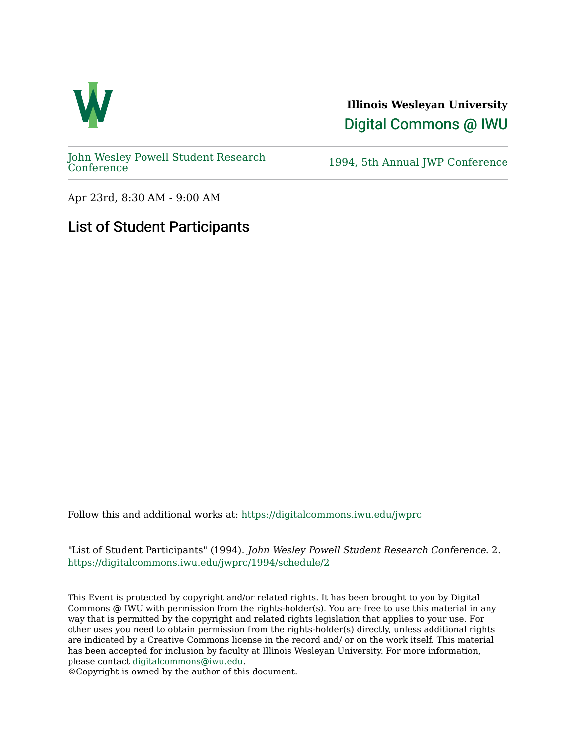**Illinois Wesleyan University**

Digital Commons @ IWU

John Wesley Powell Student Research Conference

1994, 5th Annual JWP Conference

Apr 23rd, 8:30 AM - 9:00 AM

# List of Student Participants

Follow this and additional works at: https://digitalcommons.iwu.edu/jwprc

"List of Student Participants" (1994). *John Wesley Powell Student Research Conference*. 2.
https://digitalcommons.iwu.edu/jwprc/1994/schedule/2

This Event is protected by copyright and/or related rights. It has been brought to you by Digital Commons @ IWU with permission from the rights-holder(s). You are free to use this material in any way that is permitted by the copyright and related rights legislation that applies to your use. For other uses you need to obtain permission from the rights-holder(s) directly, unless additional rights are indicated by a Creative Commons license in the record and/ or on the work itself. This material has been accepted for inclusion by faculty at Illinois Wesleyan University. For more information, please contact digitalcommons@iwu.edu.
©Copyright is owned by the author of this document.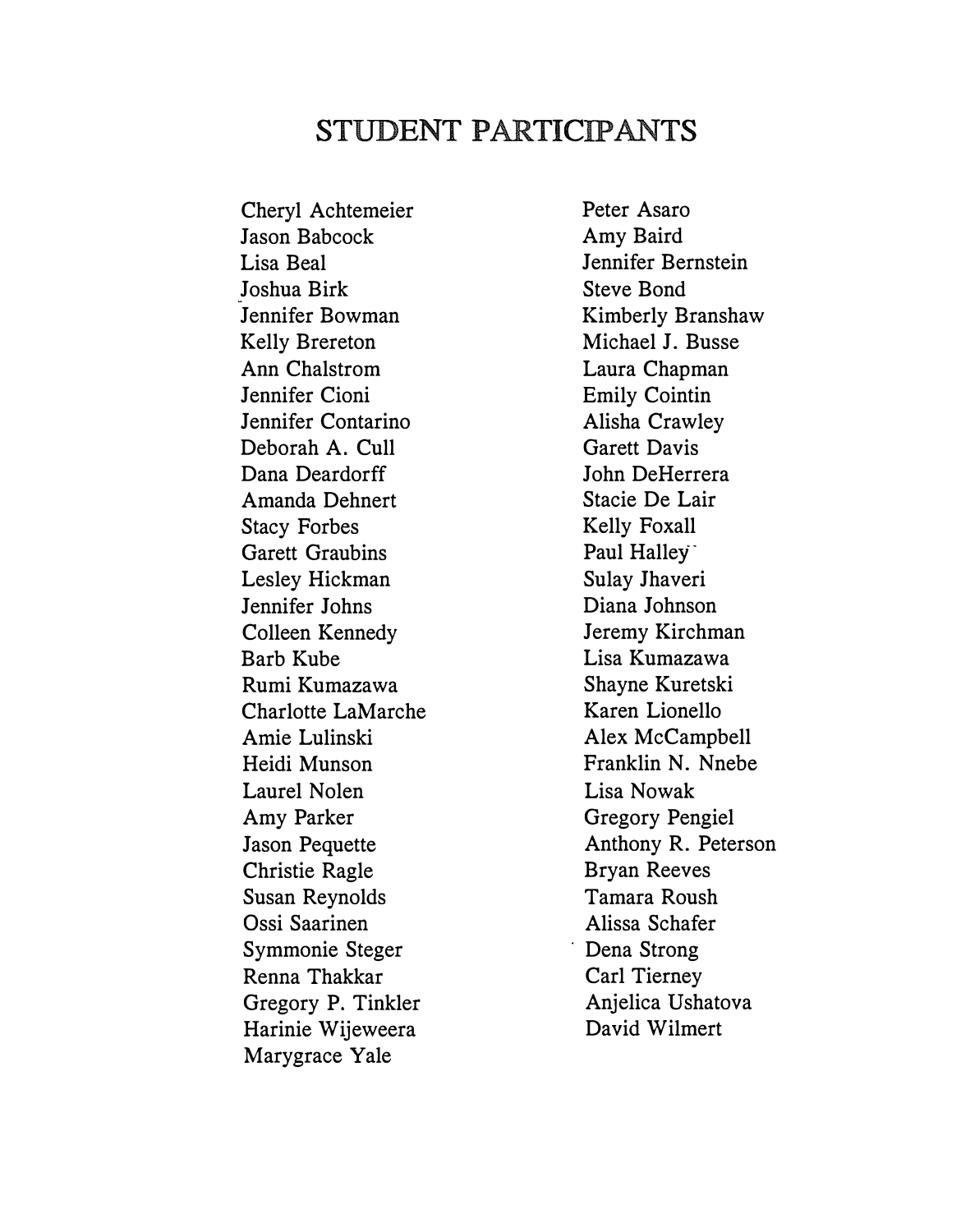# STUDENT PARTICIPANTS

Cheryl Achtemeier
Jason Babcock
Lisa Beal
Joshua Birk
Jennifer Bowman
Kelly Brereton
Ann Chalstrom
Jennifer Cioni
Jennifer Contarino
Deborah A. Cull
Dana Deardorff
Amanda Dehnert
Stacy Forbes
Garett Graubins
Lesley Hickman
Jennifer Johns
Colleen Kennedy
Barb Kube
Rumi Kumazawa
Charlotte LaMarche
Amie Lulinski
Heidi Munson
Laurel Nolen
Amy Parker
Jason Pequette
Christie Ragle
Susan Reynolds
Ossi Saarinen
Symmonie Steger
Renna Thakkar
Gregory P. Tinkler
Harinie Wijeweera
Marygrace Yale
Peter Asaro
Amy Baird
Jennifer Bernstein
Steve Bond
Kimberly Branshaw
Michael J. Busse
Laura Chapman
Emily Cointin
Alisha Crawley
Garett Davis
John DeHerrera
Stacie De Lair
Kelly Foxall
Paul Halley
Sulay Jhaveri
Diana Johnson
Jeremy Kirchman
Lisa Kumazawa
Shayne Kuretski
Karen Lionello
Alex McCampbell
Franklin N. Nnebe
Lisa Nowak
Gregory Pengiel
Anthony R. Peterson
Bryan Reeves
Tamara Roush
Alissa Schafer
Dena Strong
Carl Tierney
Anjelica Ushatova
David Wilmert